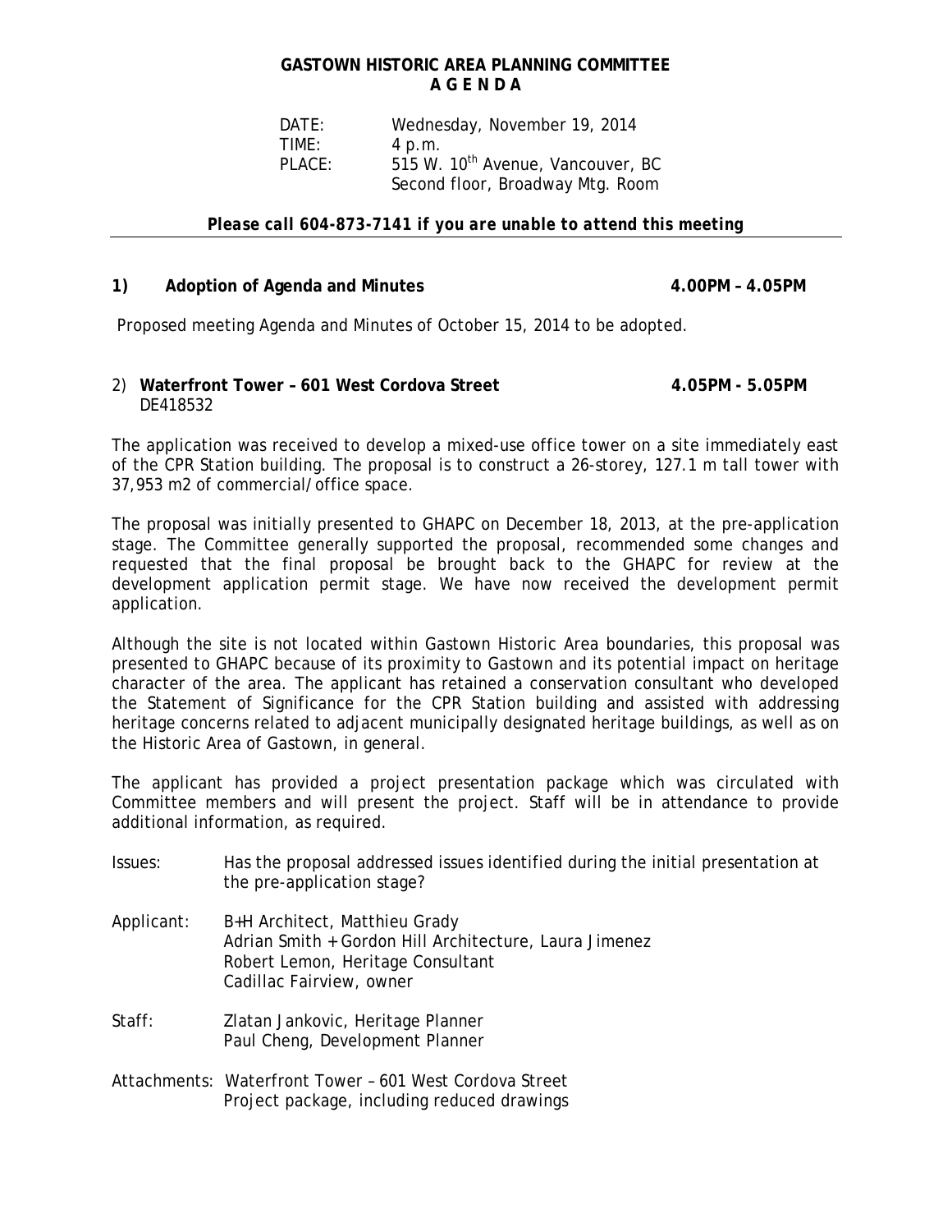# GASTOWN HISTORIC AREA PLANNING COMMITTEE
## A G E N D A

DATE: Wednesday, November 19, 2014
TIME: 4 p.m.
PLACE: 515 W. 10th Avenue, Vancouver, BC
Second floor, Broadway Mtg. Room

***Please call 604-873-7141 if you are unable to attend this meeting***

---

**1) Adoption of Agenda and Minutes** **4.00PM – 4.05PM**

Proposed meeting Agenda and Minutes of October 15, 2014 to be adopted.

2) **Waterfront Tower – 601 West Cordova Street** **4.05PM - 5.05PM**
DE418532

The application was received to develop a mixed-use office tower on a site immediately east of the CPR Station building. The proposal is to construct a 26-storey, 127.1 m tall tower with 37,953 m2 of commercial/office space.

The proposal was initially presented to GHAPC on December 18, 2013, at the pre-application stage. The Committee generally supported the proposal, recommended some changes and requested that the final proposal be brought back to the GHAPC for review at the development application permit stage. We have now received the development permit application.

Although the site is not located within Gastown Historic Area boundaries, this proposal was presented to GHAPC because of its proximity to Gastown and its potential impact on heritage character of the area. The applicant has retained a conservation consultant who developed the Statement of Significance for the CPR Station building and assisted with addressing heritage concerns related to adjacent municipally designated heritage buildings, as well as on the Historic Area of Gastown, in general.

The applicant has provided a project presentation package which was circulated with Committee members and will present the project. Staff will be in attendance to provide additional information, as required.

Issues: Has the proposal addressed issues identified during the initial presentation at the pre-application stage?

Applicant: B+H Architect, Matthieu Grady
Adrian Smith + Gordon Hill Architecture, Laura Jimenez
Robert Lemon, Heritage Consultant
Cadillac Fairview, owner

Staff: Zlatan Jankovic, Heritage Planner
Paul Cheng, Development Planner

Attachments: Waterfront Tower – 601 West Cordova Street
Project package, including reduced drawings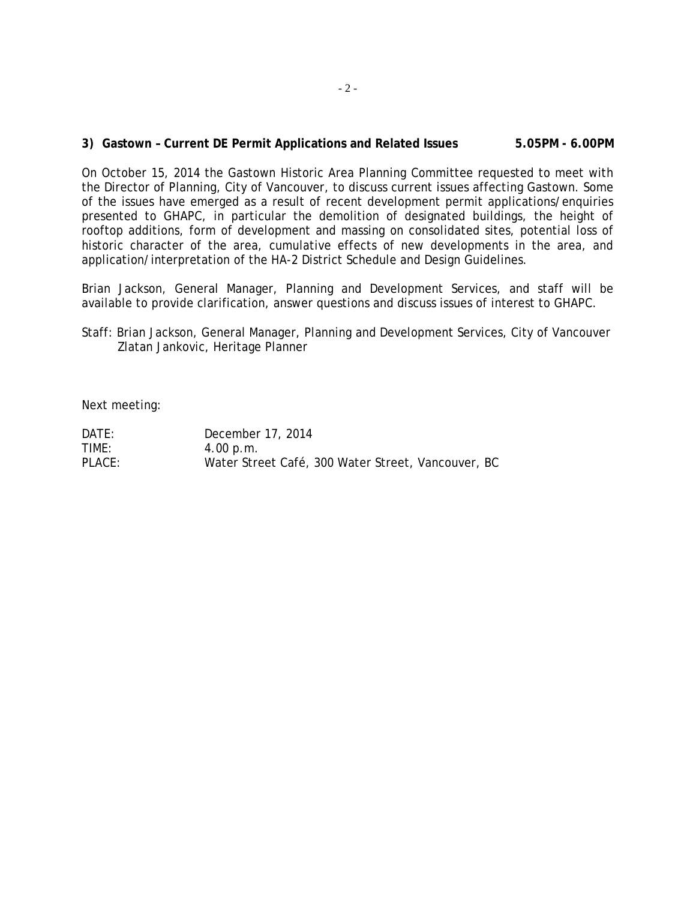**3) Gastown – Current DE Permit Applications and Related Issues 5.05PM - 6.00PM**

On October 15, 2014 the Gastown Historic Area Planning Committee requested to meet with the Director of Planning, City of Vancouver, to discuss current issues affecting Gastown. Some of the issues have emerged as a result of recent development permit applications/enquiries presented to GHAPC, in particular the demolition of designated buildings, the height of rooftop additions, form of development and massing on consolidated sites, potential loss of historic character of the area, cumulative effects of new developments in the area, and application/interpretation of the HA-2 District Schedule and Design Guidelines.

Brian Jackson, General Manager, Planning and Development Services, and staff will be available to provide clarification, answer questions and discuss issues of interest to GHAPC.

Staff: Brian Jackson, General Manager, Planning and Development Services, City of Vancouver
Zlatan Jankovic, Heritage Planner

Next meeting:

DATE: December 17, 2014
TIME: 4.00 p.m.
PLACE: Water Street Café, 300 Water Street, Vancouver, BC